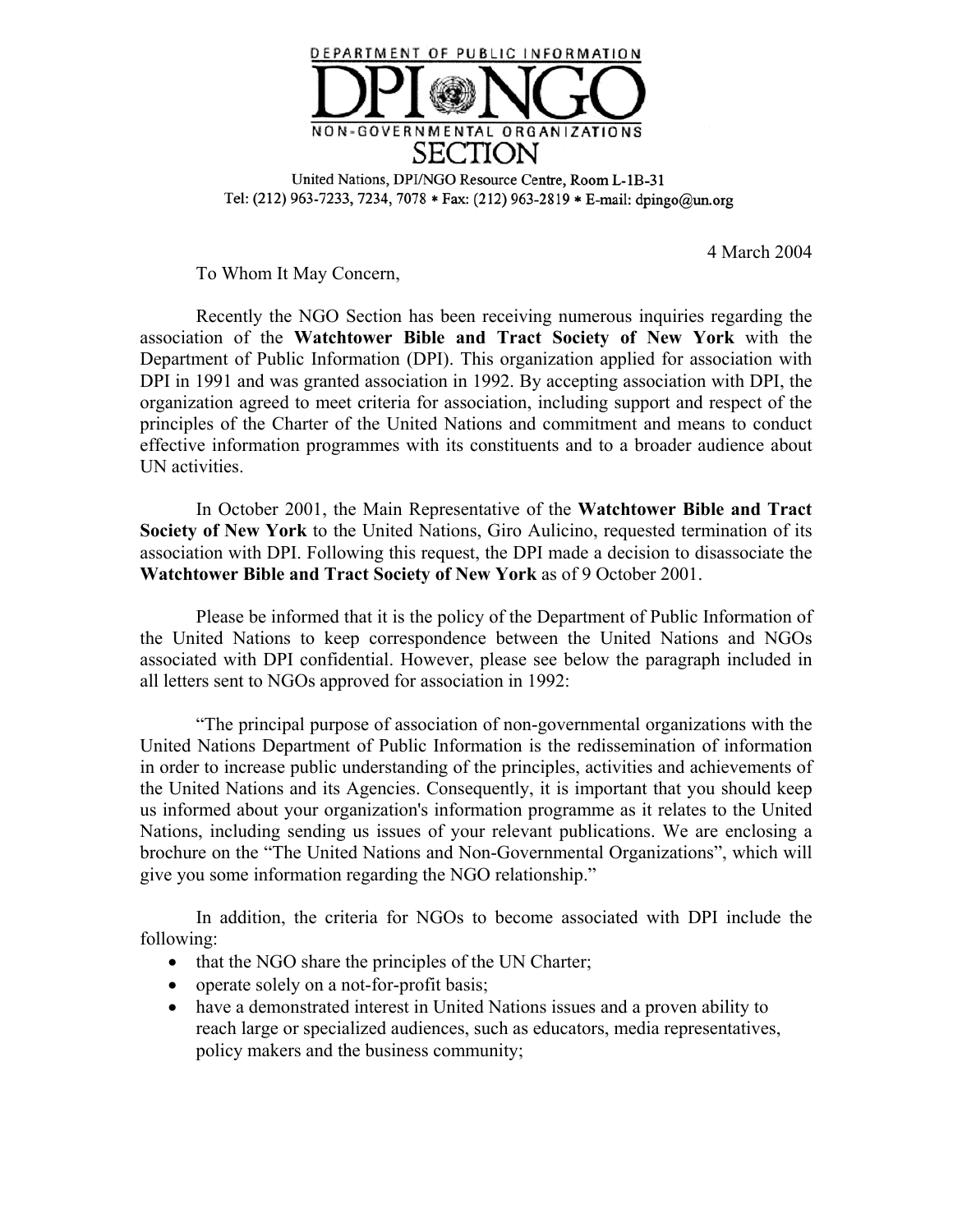DEPARTMENT OF PUBLIC INFORMATION

# DPI NGO

NON-GOVERNMENTAL ORGANIZATIONS

SECTION

United Nations, DPI/NGO Resource Centre, Room L-1B-31
Tel: (212) 963-7233, 7234, 7078 * Fax: (212) 963-2819 * E-mail: dpingo@un.org

4 March 2004

To Whom It May Concern,

Recently the NGO Section has been receiving numerous inquiries regarding the association of the **Watchtower Bible and Tract Society of New York** with the Department of Public Information (DPI). This organization applied for association with DPI in 1991 and was granted association in 1992. By accepting association with DPI, the organization agreed to meet criteria for association, including support and respect of the principles of the Charter of the United Nations and commitment and means to conduct effective information programmes with its constituents and to a broader audience about UN activities.

In October 2001, the Main Representative of the **Watchtower Bible and Tract Society of New York** to the United Nations, Giro Aulicino, requested termination of its association with DPI. Following this request, the DPI made a decision to disassociate the **Watchtower Bible and Tract Society of New York** as of 9 October 2001.

Please be informed that it is the policy of the Department of Public Information of the United Nations to keep correspondence between the United Nations and NGOs associated with DPI confidential. However, please see below the paragraph included in all letters sent to NGOs approved for association in 1992:

"The principal purpose of association of non-governmental organizations with the United Nations Department of Public Information is the redissemination of information in order to increase public understanding of the principles, activities and achievements of the United Nations and its Agencies. Consequently, it is important that you should keep us informed about your organization's information programme as it relates to the United Nations, including sending us issues of your relevant publications. We are enclosing a brochure on the "The United Nations and Non-Governmental Organizations", which will give you some information regarding the NGO relationship."

In addition, the criteria for NGOs to become associated with DPI include the following:

- that the NGO share the principles of the UN Charter;
- operate solely on a not-for-profit basis;
- have a demonstrated interest in United Nations issues and a proven ability to reach large or specialized audiences, such as educators, media representatives, policy makers and the business community;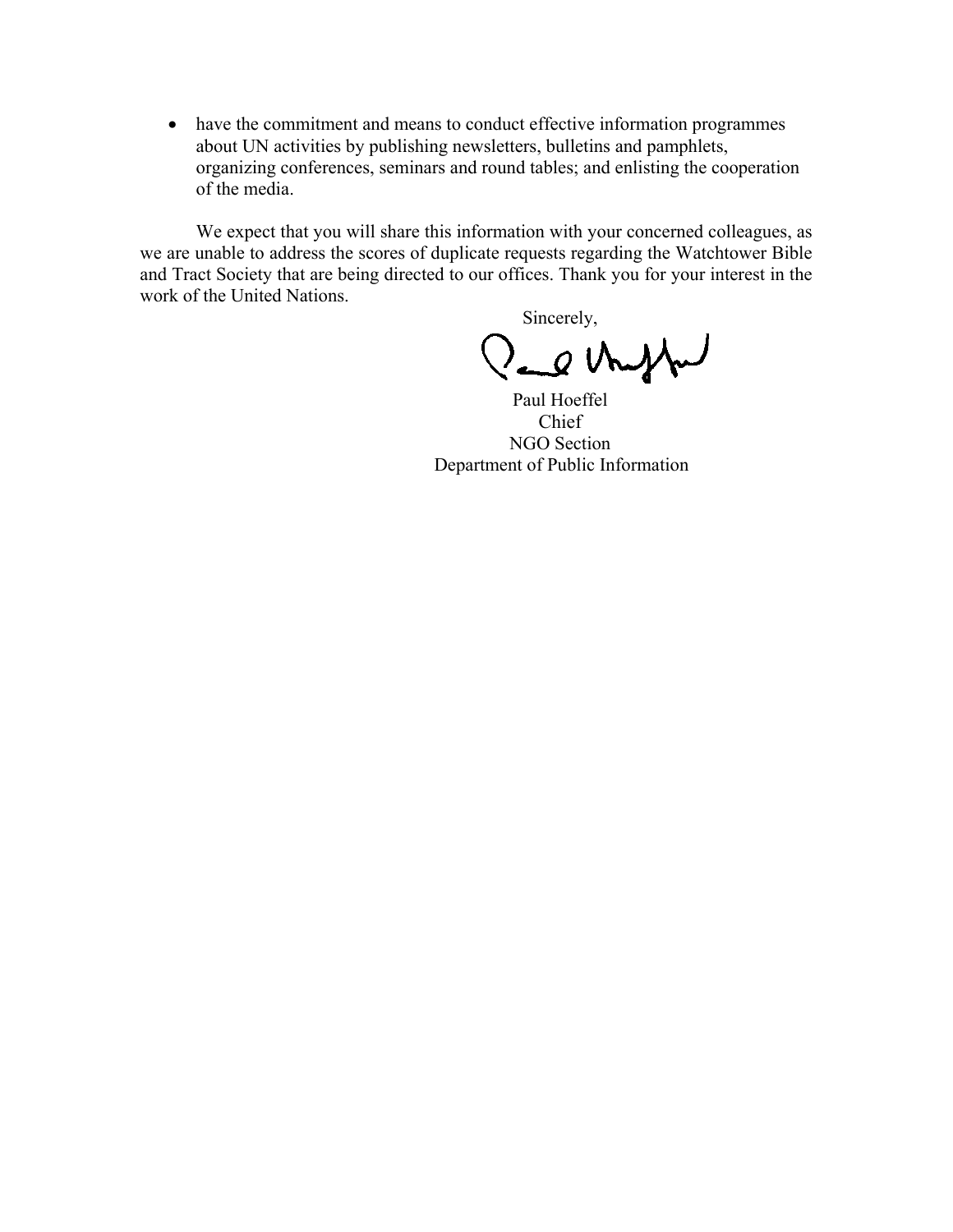- have the commitment and means to conduct effective information programmes about UN activities by publishing newsletters, bulletins and pamphlets, organizing conferences, seminars and round tables; and enlisting the cooperation of the media.

We expect that you will share this information with your concerned colleagues, as we are unable to address the scores of duplicate requests regarding the Watchtower Bible and Tract Society that are being directed to our offices. Thank you for your interest in the work of the United Nations.

Sincerely,

Paul Hoeffel  
Chief  
NGO Section  
Department of Public Information